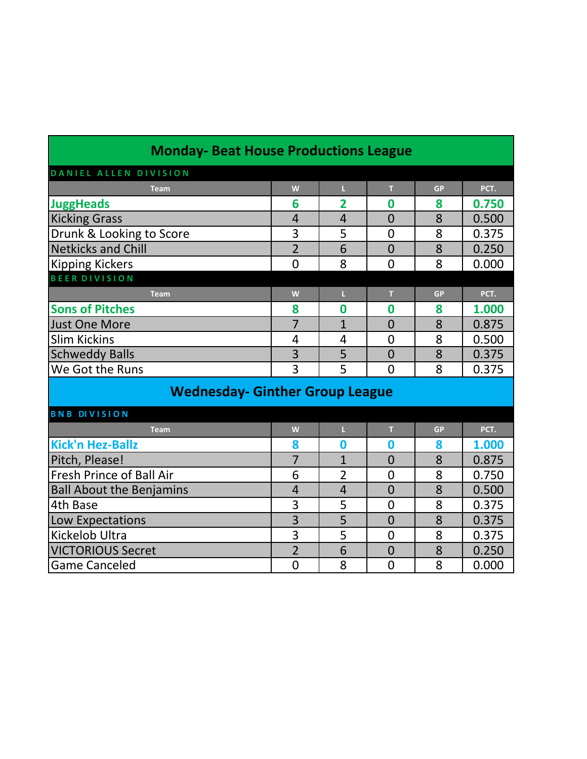## Monday- Beat House Productions League

### DANIEL ALLEN DIVISION

| Team | W | L | T | GP | PCT. |
|---|---|---|---|---|---|
| **JuggHeads** | **6** | **2** | **0** | **8** | **0.750** |
| Kicking Grass | 4 | 4 | 0 | 8 | 0.500 |
| Drunk & Looking to Score | 3 | 5 | 0 | 8 | 0.375 |
| Netkicks and Chill | 2 | 6 | 0 | 8 | 0.250 |
| Kipping Kickers | 0 | 8 | 0 | 8 | 0.000 |

### BEER DIVISION

| Team | W | L | T | GP | PCT. |
|---|---|---|---|---|---|
| **Sons of Pitches** | **8** | **0** | **0** | **8** | **1.000** |
| Just One More | 7 | 1 | 0 | 8 | 0.875 |
| Slim Kickins | 4 | 4 | 0 | 8 | 0.500 |
| Schweddy Balls | 3 | 5 | 0 | 8 | 0.375 |
| We Got the Runs | 3 | 5 | 0 | 8 | 0.375 |

## Wednesday- Ginther Group League

### BNB DIVISION

| Team | W | L | T | GP | PCT. |
|---|---|---|---|---|---|
| **Kick'n Hez-Ballz** | **8** | **0** | **0** | **8** | **1.000** |
| Pitch, Please! | 7 | 1 | 0 | 8 | 0.875 |
| Fresh Prince of Ball Air | 6 | 2 | 0 | 8 | 0.750 |
| Ball About the Benjamins | 4 | 4 | 0 | 8 | 0.500 |
| 4th Base | 3 | 5 | 0 | 8 | 0.375 |
| Low Expectations | 3 | 5 | 0 | 8 | 0.375 |
| Kickelob Ultra | 3 | 5 | 0 | 8 | 0.375 |
| VICTORIOUS Secret | 2 | 6 | 0 | 8 | 0.250 |
| Game Canceled | 0 | 8 | 0 | 8 | 0.000 |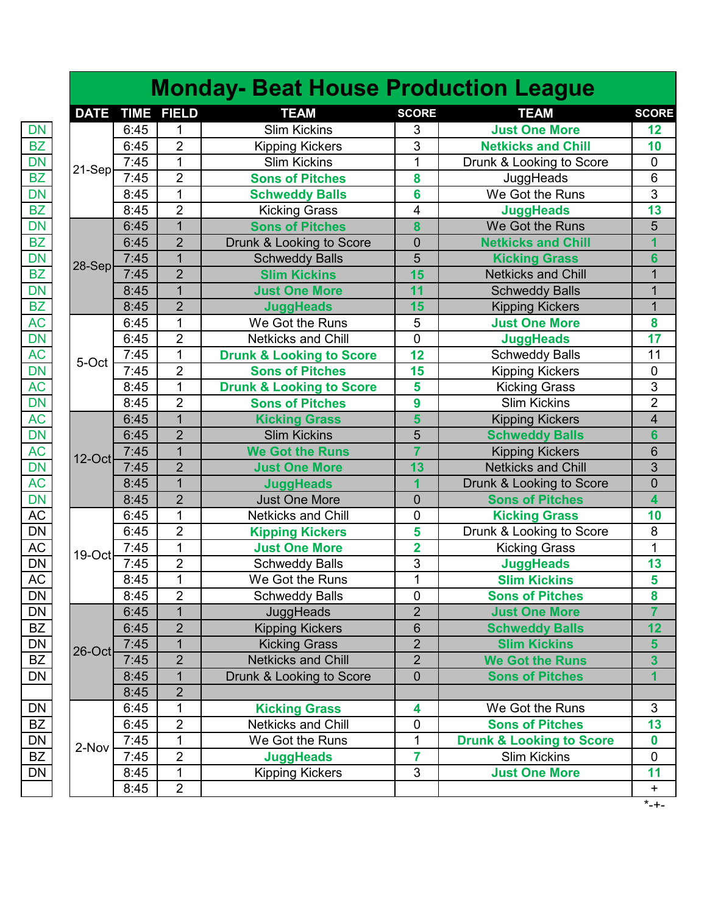# Monday- Beat House Production League

| | DATE | TIME | FIELD | TEAM | SCORE | TEAM | SCORE |
|---|---|---|---|---|---|---|---|
| DN | 21-Sep | 6:45 | 1 | Slim Kickins | 3 | **Just One More** | **12** |
| BZ | | 6:45 | 2 | Kipping Kickers | 3 | **Netkicks and Chill** | **10** |
| DN | | 7:45 | 1 | Slim Kickins | 1 | Drunk & Looking to Score | 0 |
| BZ | | 7:45 | 2 | **Sons of Pitches** | **8** | JuggHeads | 6 |
| DN | | 8:45 | 1 | **Schweddy Balls** | **6** | We Got the Runs | 3 |
| BZ | | 8:45 | 2 | Kicking Grass | 4 | **JuggHeads** | **13** |
| DN | 28-Sep | 6:45 | 1 | **Sons of Pitches** | **8** | We Got the Runs | 5 |
| BZ | | 6:45 | 2 | Drunk & Looking to Score | 0 | **Netkicks and Chill** | **1** |
| DN | | 7:45 | 1 | Schweddy Balls | 5 | **Kicking Grass** | **6** |
| BZ | | 7:45 | 2 | **Slim Kickins** | **15** | Netkicks and Chill | 1 |
| DN | | 8:45 | 1 | **Just One More** | **11** | Schweddy Balls | 1 |
| BZ | | 8:45 | 2 | **JuggHeads** | **15** | Kipping Kickers | 1 |
| AC | 5-Oct | 6:45 | 1 | We Got the Runs | 5 | **Just One More** | **8** |
| DN | | 6:45 | 2 | Netkicks and Chill | 0 | **JuggHeads** | **17** |
| AC | | 7:45 | 1 | **Drunk & Looking to Score** | **12** | Schweddy Balls | 11 |
| DN | | 7:45 | 2 | **Sons of Pitches** | **15** | Kipping Kickers | 0 |
| AC | | 8:45 | 1 | **Drunk & Looking to Score** | **5** | Kicking Grass | 3 |
| DN | | 8:45 | 2 | **Sons of Pitches** | **9** | Slim Kickins | 2 |
| AC | 12-Oct | 6:45 | 1 | **Kicking Grass** | **5** | Kipping Kickers | 4 |
| DN | | 6:45 | 2 | Slim Kickins | 5 | **Schweddy Balls** | **6** |
| AC | | 7:45 | 1 | **We Got the Runs** | **7** | Kipping Kickers | 6 |
| DN | | 7:45 | 2 | **Just One More** | **13** | Netkicks and Chill | 3 |
| AC | | 8:45 | 1 | **JuggHeads** | **1** | Drunk & Looking to Score | 0 |
| DN | | 8:45 | 2 | Just One More | 0 | **Sons of Pitches** | **4** |
| AC | 19-Oct | 6:45 | 1 | Netkicks and Chill | 0 | **Kicking Grass** | **10** |
| DN | | 6:45 | 2 | **Kipping Kickers** | **5** | Drunk & Looking to Score | 8 |
| AC | | 7:45 | 1 | **Just One More** | **2** | Kicking Grass | 1 |
| DN | | 7:45 | 2 | Schweddy Balls | 3 | **JuggHeads** | **13** |
| AC | | 8:45 | 1 | We Got the Runs | 1 | **Slim Kickins** | **5** |
| DN | | 8:45 | 2 | Schweddy Balls | 0 | **Sons of Pitches** | **8** |
| DN | 26-Oct | 6:45 | 1 | JuggHeads | 2 | **Just One More** | **7** |
| BZ | | 6:45 | 2 | Kipping Kickers | 6 | **Schweddy Balls** | **12** |
| DN | | 7:45 | 1 | Kicking Grass | 2 | **Slim Kickins** | **5** |
| BZ | | 7:45 | 2 | Netkicks and Chill | 2 | **We Got the Runs** | **3** |
| DN | | 8:45 | 1 | Drunk & Looking to Score | 0 | **Sons of Pitches** | **1** |
| | | 8:45 | 2 | | | | |
| DN | 2-Nov | 6:45 | 1 | **Kicking Grass** | **4** | We Got the Runs | 3 |
| BZ | | 6:45 | 2 | Netkicks and Chill | 0 | **Sons of Pitches** | **13** |
| DN | | 7:45 | 1 | We Got the Runs | 1 | **Drunk & Looking to Score** | **0** |
| BZ | | 7:45 | 2 | **JuggHeads** | **7** | Slim Kickins | 0 |
| DN | | 8:45 | 1 | Kipping Kickers | 3 | **Just One More** | **11** |
| | | 8:45 | 2 | | | | + |

*-+-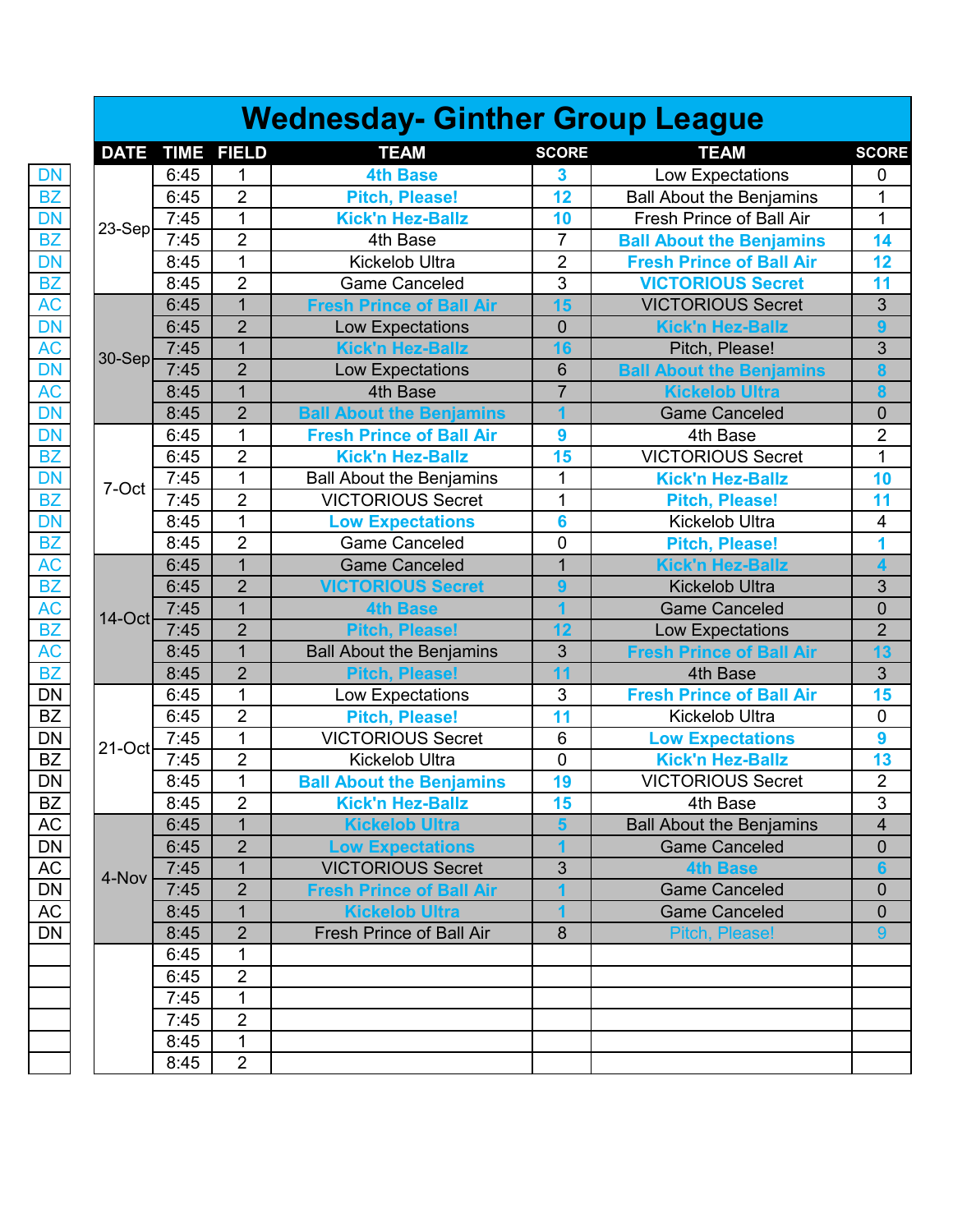# Wednesday- Ginther Group League

| | DATE | TIME | FIELD | TEAM | SCORE | TEAM | SCORE |
|---|---|---|---|---|---|---|---|
| DN | 23-Sep | 6:45 | 1 | **4th Base** | **3** | Low Expectations | 0 |
| BZ | | 6:45 | 2 | **Pitch, Please!** | **12** | Ball About the Benjamins | 1 |
| DN | | 7:45 | 1 | **Kick'n Hez-Ballz** | **10** | Fresh Prince of Ball Air | 1 |
| BZ | | 7:45 | 2 | 4th Base | 7 | **Ball About the Benjamins** | **14** |
| DN | | 8:45 | 1 | Kickelob Ultra | 2 | **Fresh Prince of Ball Air** | **12** |
| BZ | | 8:45 | 2 | Game Canceled | 3 | **VICTORIOUS Secret** | **11** |
| AC | 30-Sep | 6:45 | 1 | **Fresh Prince of Ball Air** | **15** | VICTORIOUS Secret | 3 |
| DN | | 6:45 | 2 | Low Expectations | 0 | **Kick'n Hez-Ballz** | **9** |
| AC | | 7:45 | 1 | **Kick'n Hez-Ballz** | **16** | Pitch, Please! | 3 |
| DN | | 7:45 | 2 | Low Expectations | 6 | **Ball About the Benjamins** | **8** |
| AC | | 8:45 | 1 | 4th Base | 7 | **Kickelob Ultra** | **8** |
| DN | | 8:45 | 2 | **Ball About the Benjamins** | **1** | Game Canceled | 0 |
| DN | 7-Oct | 6:45 | 1 | **Fresh Prince of Ball Air** | **9** | 4th Base | 2 |
| BZ | | 6:45 | 2 | **Kick'n Hez-Ballz** | **15** | VICTORIOUS Secret | 1 |
| DN | | 7:45 | 1 | Ball About the Benjamins | 1 | **Kick'n Hez-Ballz** | **10** |
| BZ | | 7:45 | 2 | VICTORIOUS Secret | 1 | **Pitch, Please!** | **11** |
| DN | | 8:45 | 1 | **Low Expectations** | **6** | Kickelob Ultra | 4 |
| BZ | | 8:45 | 2 | Game Canceled | 0 | **Pitch, Please!** | **1** |
| AC | 14-Oct | 6:45 | 1 | Game Canceled | 1 | **Kick'n Hez-Ballz** | **4** |
| BZ | | 6:45 | 2 | **VICTORIOUS Secret** | **9** | Kickelob Ultra | 3 |
| AC | | 7:45 | 1 | **4th Base** | **1** | Game Canceled | 0 |
| BZ | | 7:45 | 2 | **Pitch, Please!** | **12** | Low Expectations | 2 |
| AC | | 8:45 | 1 | Ball About the Benjamins | 3 | **Fresh Prince of Ball Air** | **13** |
| BZ | | 8:45 | 2 | **Pitch, Please!** | **11** | 4th Base | 3 |
| DN | 21-Oct | 6:45 | 1 | Low Expectations | 3 | **Fresh Prince of Ball Air** | **15** |
| BZ | | 6:45 | 2 | **Pitch, Please!** | **11** | Kickelob Ultra | 0 |
| DN | | 7:45 | 1 | VICTORIOUS Secret | 6 | **Low Expectations** | **9** |
| BZ | | 7:45 | 2 | Kickelob Ultra | 0 | **Kick'n Hez-Ballz** | **13** |
| DN | | 8:45 | 1 | **Ball About the Benjamins** | **19** | VICTORIOUS Secret | 2 |
| BZ | | 8:45 | 2 | **Kick'n Hez-Ballz** | **15** | 4th Base | 3 |
| AC | 4-Nov | 6:45 | 1 | **Kickelob Ultra** | **5** | Ball About the Benjamins | 4 |
| DN | | 6:45 | 2 | **Low Expectations** | **1** | Game Canceled | 0 |
| AC | | 7:45 | 1 | VICTORIOUS Secret | 3 | **4th Base** | **6** |
| DN | | 7:45 | 2 | **Fresh Prince of Ball Air** | **1** | Game Canceled | 0 |
| AC | | 8:45 | 1 | **Kickelob Ultra** | **1** | Game Canceled | 0 |
| DN | | 8:45 | 2 | Fresh Prince of Ball Air | 8 | Pitch, Please! | 9 |
| | | 6:45 | 1 | | | | |
| | | 6:45 | 2 | | | | |
| | | 7:45 | 1 | | | | |
| | | 7:45 | 2 | | | | |
| | | 8:45 | 1 | | | | |
| | | 8:45 | 2 | | | | |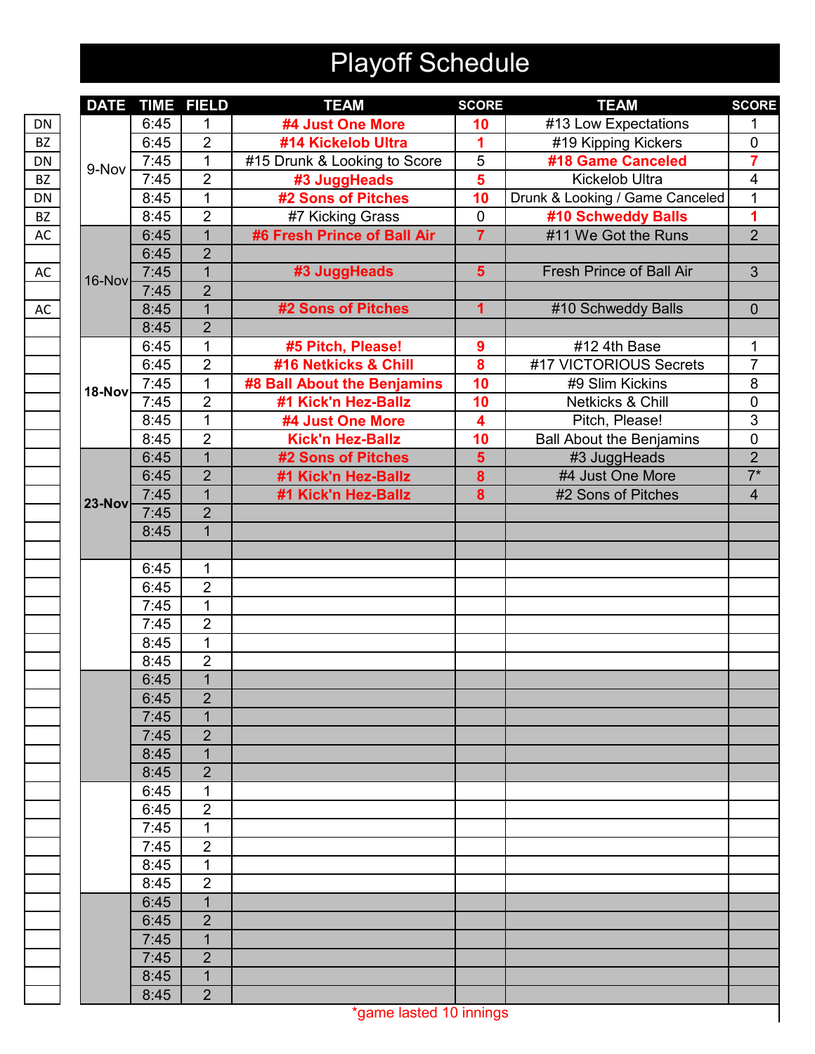# Playoff Schedule

| | DATE | TIME | FIELD | TEAM | SCORE | TEAM | SCORE |
|---|---|---|---|---|---|---|---|
| DN | 9-Nov | 6:45 | 1 | **#4 Just One More** | **10** | #13 Low Expectations | 1 |
| BZ | | 6:45 | 2 | **#14 Kickelob Ultra** | **1** | #19 Kipping Kickers | 0 |
| DN | | 7:45 | 1 | #15 Drunk & Looking to Score | 5 | **#18 Game Canceled** | **7** |
| BZ | | 7:45 | 2 | **#3 JuggHeads** | **5** | Kickelob Ultra | 4 |
| DN | | 8:45 | 1 | **#2 Sons of Pitches** | **10** | Drunk & Looking / Game Canceled | 1 |
| BZ | | 8:45 | 2 | #7 Kicking Grass | 0 | **#10 Schweddy Balls** | **1** |
| AC | 16-Nov | 6:45 | 1 | **#6 Fresh Prince of Ball Air** | **7** | #11 We Got the Runs | 2 |
| | | 6:45 | 2 | | | | |
| AC | | 7:45 | 1 | **#3 JuggHeads** | **5** | Fresh Prince of Ball Air | 3 |
| | | 7:45 | 2 | | | | |
| AC | | 8:45 | 1 | **#2 Sons of Pitches** | **1** | #10 Schweddy Balls | 0 |
| | | 8:45 | 2 | | | | |
| | **18-Nov** | 6:45 | 1 | **#5 Pitch, Please!** | **9** | #12 4th Base | 1 |
| | | 6:45 | 2 | **#16 Netkicks & Chill** | **8** | #17 VICTORIOUS Secrets | 7 |
| | | 7:45 | 1 | **#8 Ball About the Benjamins** | **10** | #9 Slim Kickins | 8 |
| | | 7:45 | 2 | **#1 Kick'n Hez-Ballz** | **10** | Netkicks & Chill | 0 |
| | | 8:45 | 1 | **#4 Just One More** | **4** | Pitch, Please! | 3 |
| | | 8:45 | 2 | **Kick'n Hez-Ballz** | **10** | Ball About the Benjamins | 0 |
| | **23-Nov** | 6:45 | 1 | **#2 Sons of Pitches** | **5** | #3 JuggHeads | 2 |
| | | 6:45 | 2 | **#1 Kick'n Hez-Ballz** | **8** | #4 Just One More | 7* |
| | | 7:45 | 1 | **#1 Kick'n Hez-Ballz** | **8** | #2 Sons of Pitches | 4 |
| | | 7:45 | 2 | | | | |
| | | 8:45 | 1 | | | | |
| | | | | | | | |
| | | 6:45 | 1 | | | | |
| | | 6:45 | 2 | | | | |
| | | 7:45 | 1 | | | | |
| | | 7:45 | 2 | | | | |
| | | 8:45 | 1 | | | | |
| | | 8:45 | 2 | | | | |
| | | 6:45 | 1 | | | | |
| | | 6:45 | 2 | | | | |
| | | 7:45 | 1 | | | | |
| | | 7:45 | 2 | | | | |
| | | 8:45 | 1 | | | | |
| | | 8:45 | 2 | | | | |
| | | 6:45 | 1 | | | | |
| | | 6:45 | 2 | | | | |
| | | 7:45 | 1 | | | | |
| | | 7:45 | 2 | | | | |
| | | 8:45 | 1 | | | | |
| | | 8:45 | 2 | | | | |
| | | 6:45 | 1 | | | | |
| | | 6:45 | 2 | | | | |
| | | 7:45 | 1 | | | | |
| | | 7:45 | 2 | | | | |
| | | 8:45 | 1 | | | | |
| | | 8:45 | 2 | | | | |

*game lasted 10 innings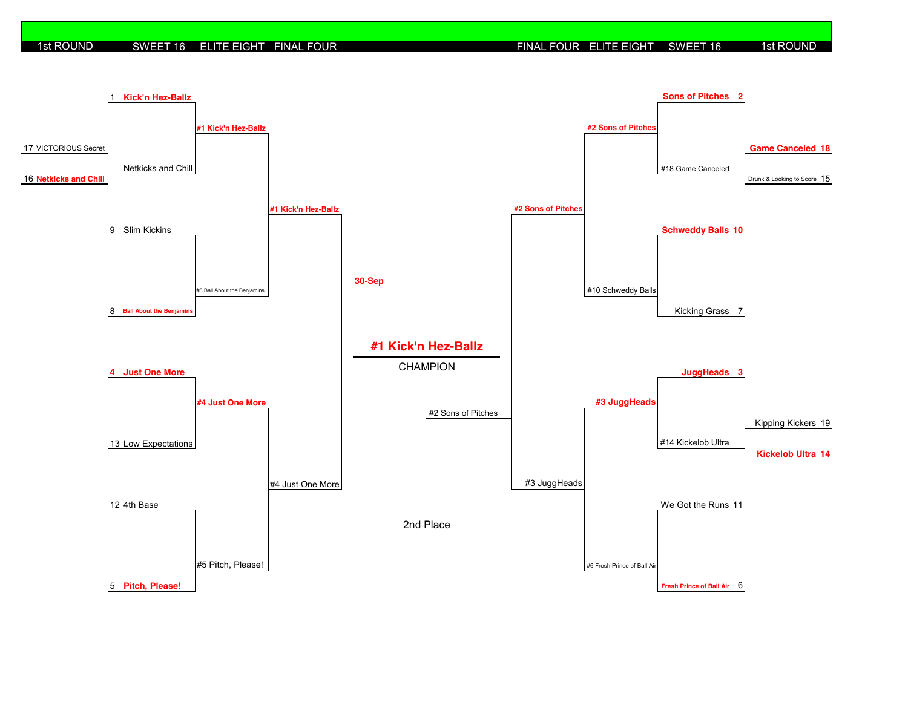1st ROUND | SWEET 16 | ELITE EIGHT | FINAL FOUR | FINAL FOUR | ELITE EIGHT | SWEET 16 | 1st ROUND

**Left bracket**

1st Round:
- 17 VICTORIOUS Secret
- 16 **Netkicks and Chill**

Sweet 16:
- 1 **Kick'n Hez-Ballz**
- Netkicks and Chill
- 9 Slim Kickins
- 8 **Ball About the Benjamins**
- 4 **Just One More**
- 13 Low Expectations
- 12 4th Base
- 5 **Pitch, Please!**

Elite Eight:
- **#1 Kick'n Hez-Ballz**
- #8 Ball About the Benjamins
- **#4 Just One More**
- #5 Pitch, Please!

Final Four:
- **#1 Kick'n Hez-Ballz**
- #4 Just One More

**30-Sep**

**#1 Kick'n Hez-Ballz**

CHAMPION

#2 Sons of Pitches

2nd Place

**Right bracket**

1st Round:
- **Game Canceled 18**
- Drunk & Looking to Score 15
- Kipping Kickers 19
- **Kickelob Ultra 14**

Sweet 16:
- **Sons of Pitches 2**
- #18 Game Canceled
- **Schweddy Balls 10**
- Kicking Grass 7
- **JuggHeads 3**
- #14 Kickelob Ultra
- We Got the Runs 11
- **Fresh Prince of Ball Air** 6

Elite Eight:
- **#2 Sons of Pitches**
- #10 Schweddy Balls
- **#3 JuggHeads**
- #6 Fresh Prince of Ball Air

Final Four:
- **#2 Sons of Pitches**
- #3 JuggHeads